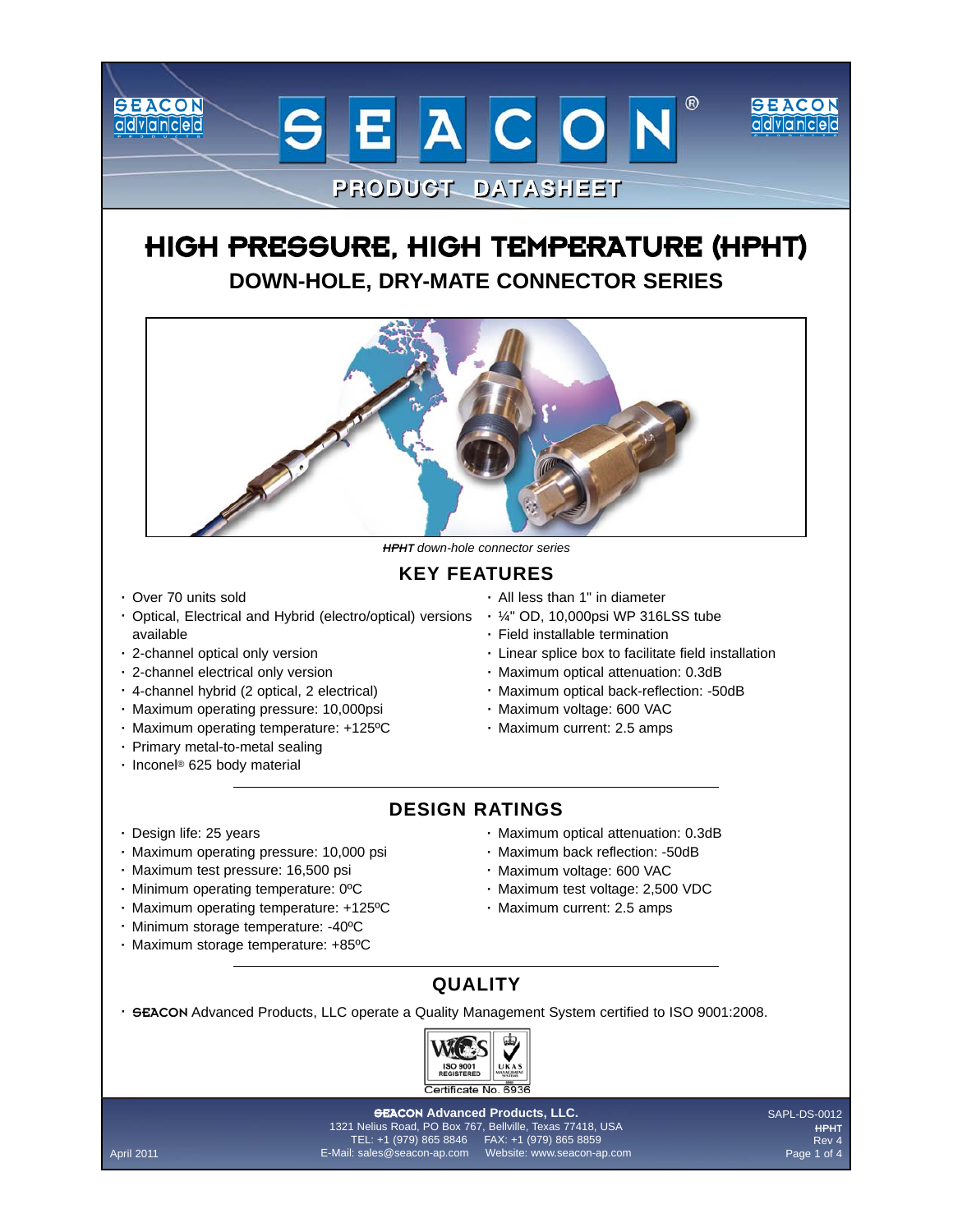# HIGH PRESSURE, HIGH TEMPERATURE (HPHT)

## DOWN-HOLE, DRY-MATE CONNECTOR SERIES

*HPHT down-hole connector series*

## KEY FEATURES

- Over 70 units sold
- Optical, Electrical and Hybrid (electro/optical) versions available
- 2-channel optical only version
- 2-channel electrical only version
- 4-channel hybrid (2 optical, 2 electrical)
- Maximum operating pressure: 10,000psi
- Maximum operating temperature: +125ºC
- Primary metal-to-metal sealing
- Inconel® 625 body material
- All less than 1" in diameter
- ¼" OD, 10,000psi WP 316LSS tube
- Field installable termination
- Linear splice box to facilitate field installation
- Maximum optical attenuation: 0.3dB
- Maximum optical back-reflection: -50dB
- Maximum voltage: 600 VAC
- Maximum current: 2.5 amps

## DESIGN RATINGS

- Design life: 25 years
- Maximum operating pressure: 10,000 psi
- Maximum test pressure: 16,500 psi
- Minimum operating temperature: 0ºC
- Maximum operating temperature: +125ºC
- Minimum storage temperature: -40ºC
- Maximum storage temperature: +85ºC
- Maximum optical attenuation: 0.3dB
- Maximum back reflection: -50dB
- Maximum voltage: 600 VAC
- Maximum test voltage: 2,500 VDC
- Maximum current: 2.5 amps

## QUALITY

- SEACON Advanced Products, LLC operate a Quality Management System certified to ISO 9001:2008.

ISO 9001 REGISTERED — UKAS — Certificate No. 6936

**SEACON Advanced Products, LLC.**
1321 Nelius Road, PO Box 767, Bellville, Texas 77418, USA
TEL: +1 (979) 865 8846 FAX: +1 (979) 865 8859
E-Mail: sales@seacon-ap.com Website: www.seacon-ap.com

April 2011 — SAPL-DS-0012 HPHT Rev 4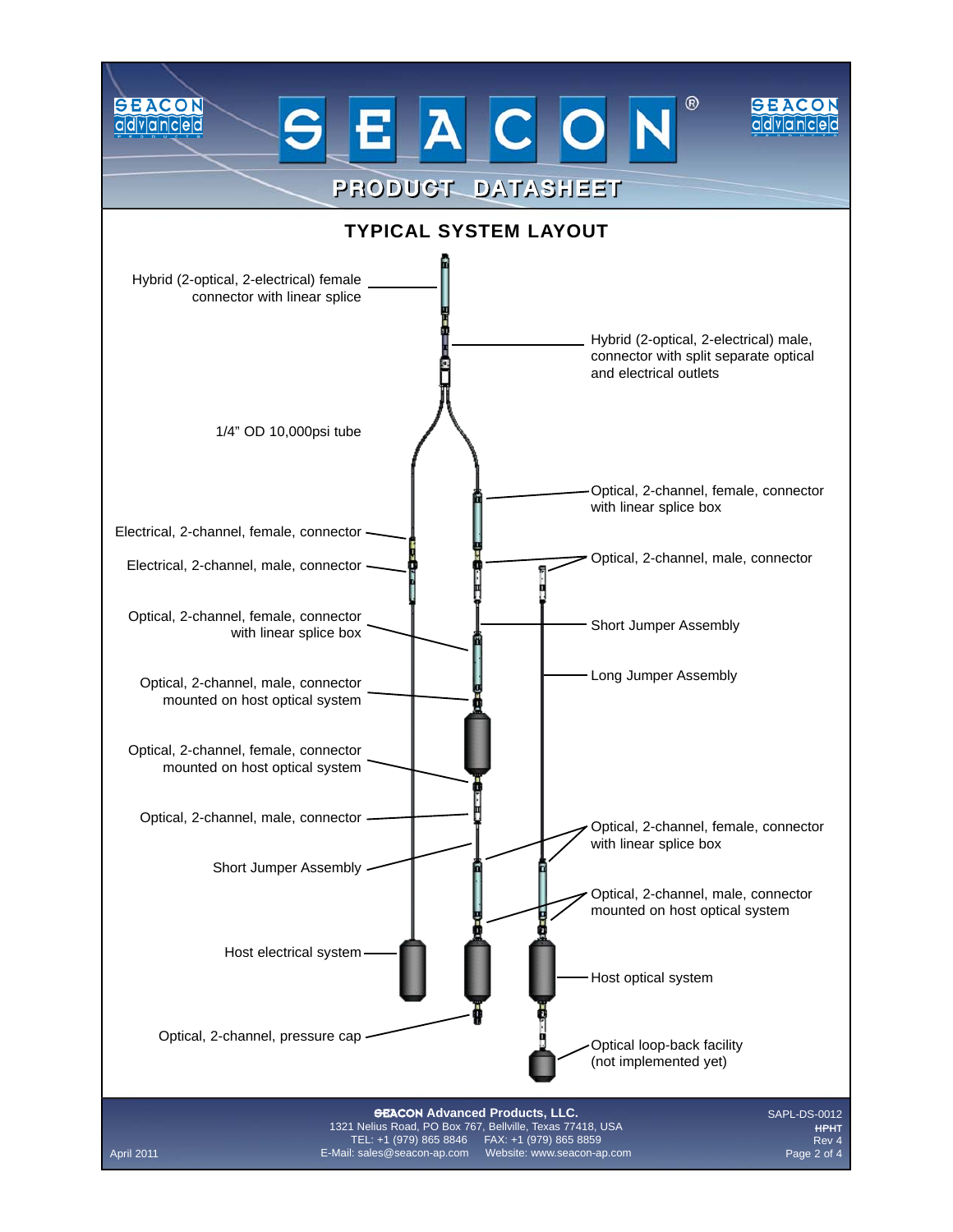## TYPICAL SYSTEM LAYOUT

Hybrid (2-optical, 2-electrical) female connector with linear splice

Hybrid (2-optical, 2-electrical) male, connector with split separate optical and electrical outlets

1/4" OD 10,000psi tube

Optical, 2-channel, female, connector with linear splice box

Electrical, 2-channel, female, connector

Electrical, 2-channel, male, connector

Optical, 2-channel, male, connector

Optical, 2-channel, female, connector with linear splice box

Short Jumper Assembly

Long Jumper Assembly

Optical, 2-channel, male, connector mounted on host optical system

Optical, 2-channel, female, connector mounted on host optical system

Optical, 2-channel, male, connector

Optical, 2-channel, female, connector with linear splice box

Short Jumper Assembly

Optical, 2-channel, male, connector mounted on host optical system

Host electrical system

Host optical system

Optical, 2-channel, pressure cap

Optical loop-back facility (not implemented yet)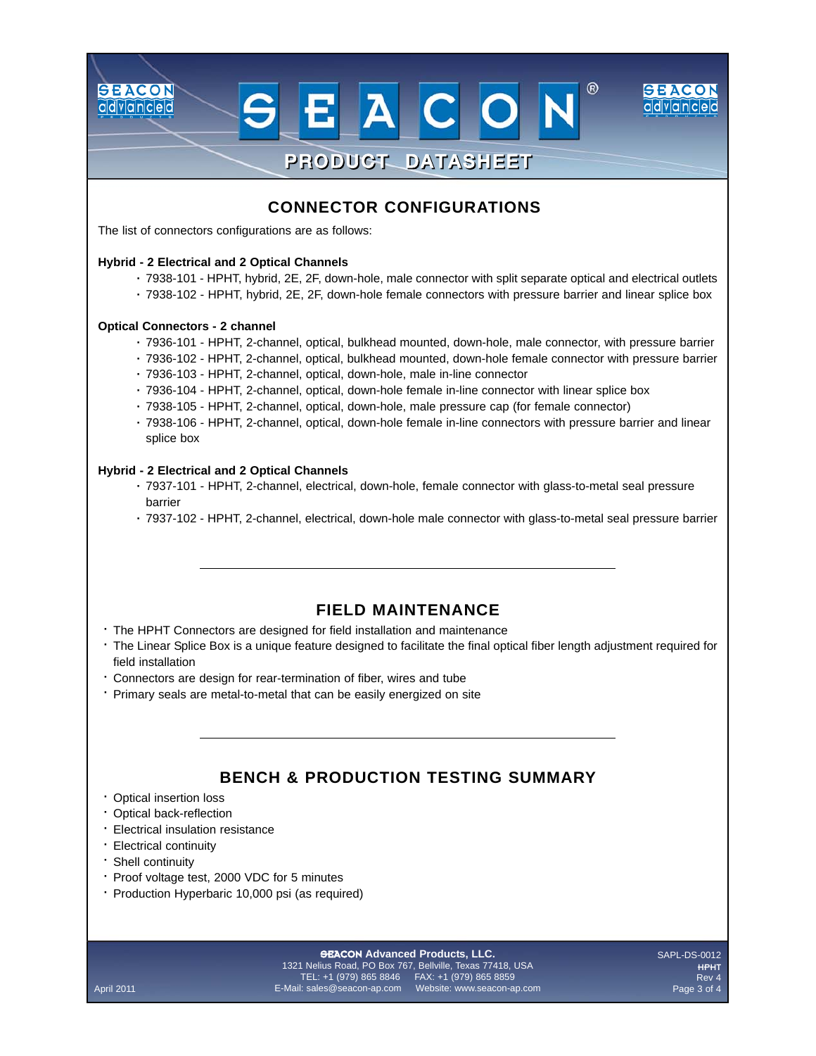## CONNECTOR CONFIGURATIONS

The list of connectors configurations are as follows:

**Hybrid - 2 Electrical and 2 Optical Channels**

- 7938-101 - HPHT, hybrid, 2E, 2F, down-hole, male connector with split separate optical and electrical outlets
- 7938-102 - HPHT, hybrid, 2E, 2F, down-hole female connectors with pressure barrier and linear splice box

**Optical Connectors - 2 channel**

- 7936-101 - HPHT, 2-channel, optical, bulkhead mounted, down-hole, male connector, with pressure barrier
- 7936-102 - HPHT, 2-channel, optical, bulkhead mounted, down-hole female connector with pressure barrier
- 7936-103 - HPHT, 2-channel, optical, down-hole, male in-line connector
- 7936-104 - HPHT, 2-channel, optical, down-hole female in-line connector with linear splice box
- 7938-105 - HPHT, 2-channel, optical, down-hole, male pressure cap (for female connector)
- 7938-106 - HPHT, 2-channel, optical, down-hole female in-line connectors with pressure barrier and linear splice box

**Hybrid - 2 Electrical and 2 Optical Channels**

- 7937-101 - HPHT, 2-channel, electrical, down-hole, female connector with glass-to-metal seal pressure barrier
- 7937-102 - HPHT, 2-channel, electrical, down-hole male connector with glass-to-metal seal pressure barrier

---

## FIELD MAINTENANCE

- The HPHT Connectors are designed for field installation and maintenance
- The Linear Splice Box is a unique feature designed to facilitate the final optical fiber length adjustment required for field installation
- Connectors are design for rear-termination of fiber, wires and tube
- Primary seals are metal-to-metal that can be easily energized on site

---

## BENCH & PRODUCTION TESTING SUMMARY

- Optical insertion loss
- Optical back-reflection
- Electrical insulation resistance
- Electrical continuity
- Shell continuity
- Proof voltage test, 2000 VDC for 5 minutes
- Production Hyperbaric 10,000 psi (as required)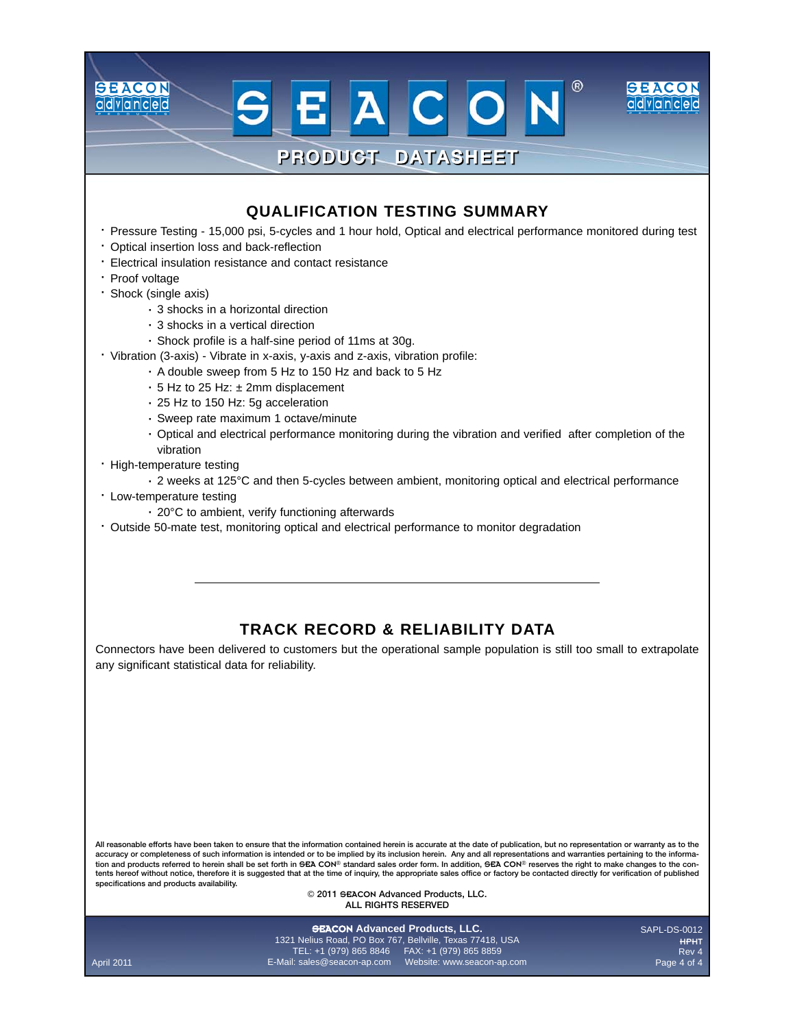## QUALIFICATION TESTING SUMMARY

- Pressure Testing - 15,000 psi, 5-cycles and 1 hour hold, Optical and electrical performance monitored during test
- Optical insertion loss and back-reflection
- Electrical insulation resistance and contact resistance
- Proof voltage
- Shock (single axis)
    - 3 shocks in a horizontal direction
    - 3 shocks in a vertical direction
    - Shock profile is a half-sine period of 11ms at 30g.
- Vibration (3-axis) - Vibrate in x-axis, y-axis and z-axis, vibration profile:
    - A double sweep from 5 Hz to 150 Hz and back to 5 Hz
    - 5 Hz to 25 Hz: ± 2mm displacement
    - 25 Hz to 150 Hz: 5g acceleration
    - Sweep rate maximum 1 octave/minute
    - Optical and electrical performance monitoring during the vibration and verified after completion of the vibration
- High-temperature testing
    - 2 weeks at 125°C and then 5-cycles between ambient, monitoring optical and electrical performance
- Low-temperature testing
    - 20°C to ambient, verify functioning afterwards
- Outside 50-mate test, monitoring optical and electrical performance to monitor degradation

---

## TRACK RECORD & RELIABILITY DATA

Connectors have been delivered to customers but the operational sample population is still too small to extrapolate any significant statistical data for reliability.

All reasonable efforts have been taken to ensure that the information contained herein is accurate at the date of publication, but no representation or warranty as to the accuracy or completeness of such information is intended or to be implied by its inclusion herein. Any and all representations and warranties pertaining to the information and products referred to herein shall be set forth in SEA CON® standard sales order form. In addition, SEA CON® reserves the right to make changes to the contents hereof without notice, therefore it is suggested that at the time of inquiry, the appropriate sales office or factory be contacted directly for verification of published specifications and products availability.

© 2011 SEACON Advanced Products, LLC.
ALL RIGHTS RESERVED

**SEACON Advanced Products, LLC.**
1321 Nelius Road, PO Box 767, Bellville, Texas 77418, USA
TEL: +1 (979) 865 8846 FAX: +1 (979) 865 8859
E-Mail: sales@seacon-ap.com Website: www.seacon-ap.com

April 2011

SAPL-DS-0012
HPHT
Rev 4